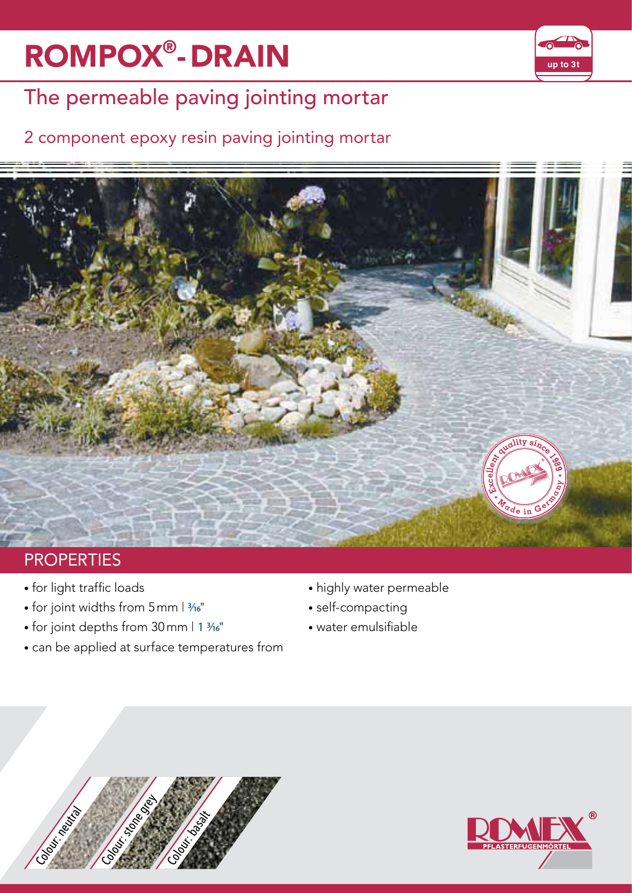# ROMPOX®- DRAIN

up to 3t

## The permeable paving jointing mortar

### 2 component epoxy resin paving jointing mortar

## PROPERTIES

- for light traffic loads
- for joint widths from 5 mm | 3⁄16"
- for joint depths from 30 mm | 1 3⁄16"
- can be applied at surface temperatures from
- highly water permeable
- self-compacting
- water emulsifiable

Colour: neutral

Colour: stone grey

Colour: basalt

ROMEX® PFLASTERFUGENMÖRTEL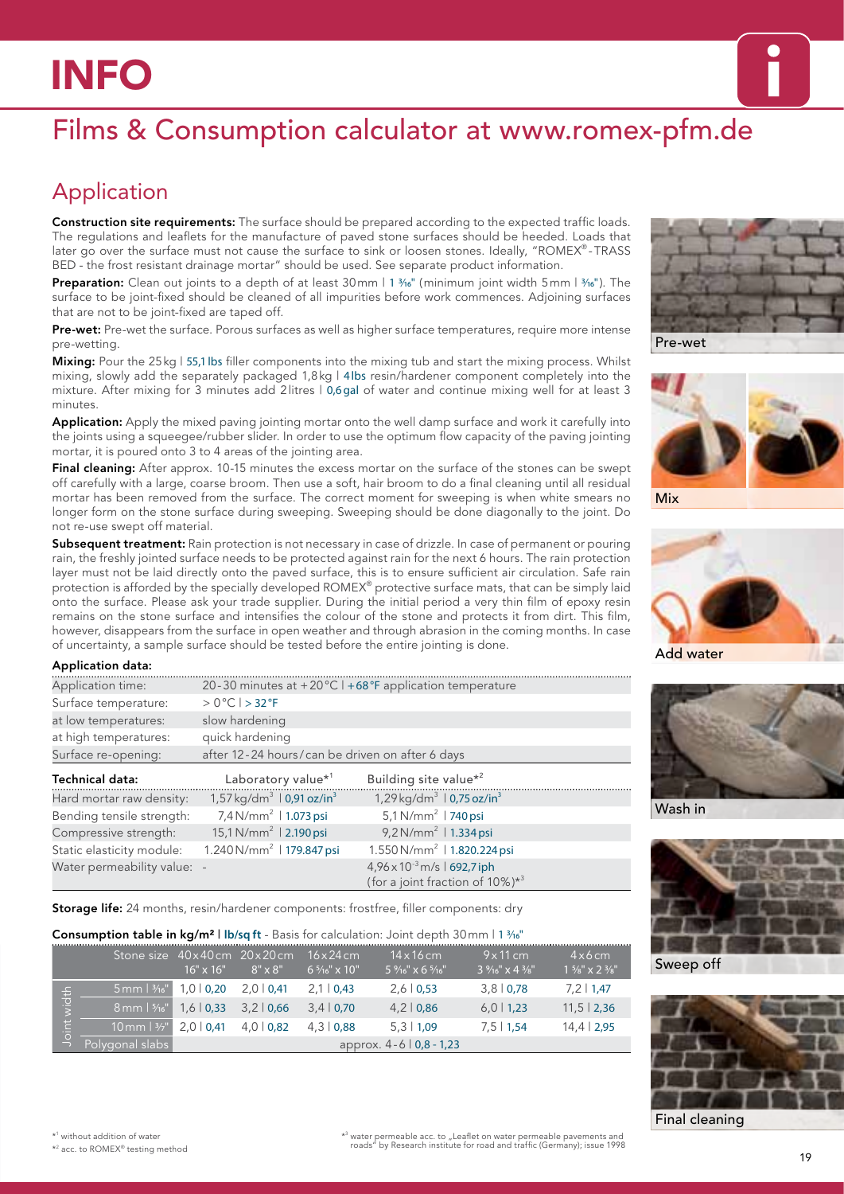# INFO

## Films & Consumption calculator at www.romex-pfm.de

## Application

**Construction site requirements:** The surface should be prepared according to the expected traffic loads. The regulations and leaflets for the manufacture of paved stone surfaces should be heeded. Loads that later go over the surface must not cause the surface to sink or loosen stones. Ideally, "ROMEX®-TRASS BED - the frost resistant drainage mortar" should be used. See separate product information.

**Preparation:** Clean out joints to a depth of at least 30 mm | 1 3⁄16" (minimum joint width 5 mm | 3⁄16"). The surface to be joint-fixed should be cleaned of all impurities before work commences. Adjoining surfaces that are not to be joint-fixed are taped off.

**Pre-wet:** Pre-wet the surface. Porous surfaces as well as higher surface temperatures, require more intense pre-wetting.

**Mixing:** Pour the 25 kg | 55,1 lbs filler components into the mixing tub and start the mixing process. Whilst mixing, slowly add the separately packaged 1,8 kg | 4 lbs resin/hardener component completely into the mixture. After mixing for 3 minutes add 2 litres | 0,6 gal of water and continue mixing well for at least 3 minutes.

**Application:** Apply the mixed paving jointing mortar onto the well damp surface and work it carefully into the joints using a squeegee/rubber slider. In order to use the optimum flow capacity of the paving jointing mortar, it is poured onto 3 to 4 areas of the jointing area.

**Final cleaning:** After approx. 10-15 minutes the excess mortar on the surface of the stones can be swept off carefully with a large, coarse broom. Then use a soft, hair broom to do a final cleaning until all residual mortar has been removed from the surface. The correct moment for sweeping is when white smears no longer form on the stone surface during sweeping. Sweeping should be done diagonally to the joint. Do not re-use swept off material.

**Subsequent treatment:** Rain protection is not necessary in case of drizzle. In case of permanent or pouring rain, the freshly jointed surface needs to be protected against rain for the next 6 hours. The rain protection layer must not be laid directly onto the paved surface, this is to ensure sufficient air circulation. Safe rain protection is afforded by the specially developed ROMEX® protective surface mats, that can be simply laid onto the surface. Please ask your trade supplier. During the initial period a very thin film of epoxy resin remains on the stone surface and intensifies the colour of the stone and protects it from dirt. This film, however, disappears from the surface in open weather and through abrasion in the coming months. In case of uncertainty, a sample surface should be tested before the entire jointing is done.

Pre-wet

Mix

Add water

Wash in

Sweep off

Final cleaning

**Application data:**

| | |
|---|---|
| Application time: | 20-30 minutes at +20 °C \| +68 °F application temperature |
| Surface temperature: | > 0 °C \| > 32 °F |
| at low temperatures: | slow hardening |
| at high temperatures: | quick hardening |
| Surface re-opening: | after 12-24 hours/can be driven on after 6 days |

| Technical data: | Laboratory value*[1] | Building site value*[2] |
|---|---|---|
| Hard mortar raw density: | 1,57 kg/dm³ \| 0,91 oz/in³ | 1,29 kg/dm³ \| 0,75 oz/in³ |
| Bending tensile strength: | 7,4 N/mm² \| 1.073 psi | 5,1 N/mm² \| 740 psi |
| Compressive strength: | 15,1 N/mm² \| 2.190 psi | 9,2 N/mm² \| 1.334 psi |
| Static elasticity module: | 1.240 N/mm² \| 179.847 psi | 1.550 N/mm² \| 1.820.224 psi |
| Water permeability value: | - | $4,96 \times 10^{-3}$ m/s \| 692,7 iph (for a joint fraction of 10%)*[3] |

**Storage life:** 24 months, resin/hardener components: frostfree, filler components: dry

**Consumption table in kg/m² | lb/sq ft** - Basis for calculation: Joint depth 30 mm | 1 3⁄16"

| | Stone size | 40 x 40 cm 16" x 16" | 20 x 20 cm 8" x 8" | 16 x 24 cm 6 5⁄16" x 10" | 14 x 16 cm 5 9⁄16" x 6 5⁄16" | 9 x 11 cm 3 9⁄16" x 4 3⁄8" | 4 x 6 cm 1 5⁄8" x 2 3⁄8" |
|---|---|---|---|---|---|---|---|
| Joint width | 5 mm \| 3⁄16" | 1,0 \| 0,20 | 2,0 \| 0,41 | 2,1 \| 0,43 | 2,6 \| 0,53 | 3,8 \| 0,78 | 7,2 \| 1,47 |
| | 8 mm \| 5⁄16" | 1,6 \| 0,33 | 3,2 \| 0,66 | 3,4 \| 0,70 | 4,2 \| 0,86 | 6,0 \| 1,23 | 11,5 \| 2,36 |
| | 10 mm \| 3⁄8" | 2,0 \| 0,41 | 4,0 \| 0,82 | 4,3 \| 0,88 | 5,3 \| 1,09 | 7,5 \| 1,54 | 14,4 \| 2,95 |
| | Polygonal slabs | approx. 4-6 \| 0,8 - 1,23 | | | | | |

*[1] without addition of water
*[2] acc. to ROMEX® testing method
*[3] water permeable acc. to „Leaflet on water permeable pavements and roads" by Research institute for road and traffic (Germany); issue 1998